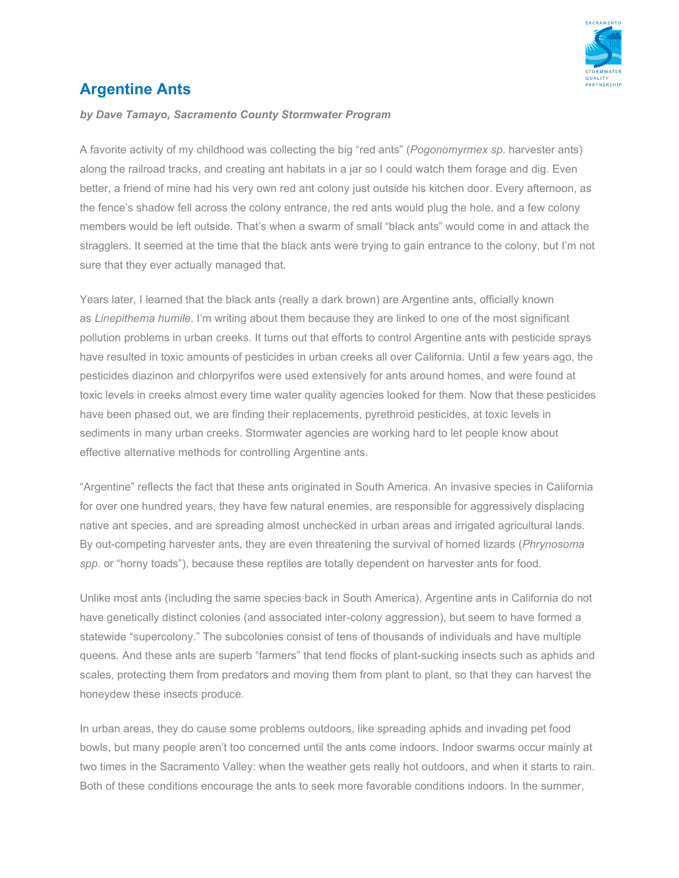# Argentine Ants

***by Dave Tamayo, Sacramento County Stormwater Program***

A favorite activity of my childhood was collecting the big "red ants" (*Pogonomyrmex sp*. harvester ants) along the railroad tracks, and creating ant habitats in a jar so I could watch them forage and dig. Even better, a friend of mine had his very own red ant colony just outside his kitchen door. Every afternoon, as the fence's shadow fell across the colony entrance, the red ants would plug the hole, and a few colony members would be left outside. That's when a swarm of small "black ants" would come in and attack the stragglers. It seemed at the time that the black ants were trying to gain entrance to the colony, but I'm not sure that they ever actually managed that.

Years later, I learned that the black ants (really a dark brown) are Argentine ants, officially known as *Linepithema humile*. I'm writing about them because they are linked to one of the most significant pollution problems in urban creeks. It turns out that efforts to control Argentine ants with pesticide sprays have resulted in toxic amounts of pesticides in urban creeks all over California. Until a few years ago, the pesticides diazinon and chlorpyrifos were used extensively for ants around homes, and were found at toxic levels in creeks almost every time water quality agencies looked for them. Now that these pesticides have been phased out, we are finding their replacements, pyrethroid pesticides, at toxic levels in sediments in many urban creeks. Stormwater agencies are working hard to let people know about effective alternative methods for controlling Argentine ants.

"Argentine" reflects the fact that these ants originated in South America. An invasive species in California for over one hundred years, they have few natural enemies, are responsible for aggressively displacing native ant species, and are spreading almost unchecked in urban areas and irrigated agricultural lands. By out-competing harvester ants, they are even threatening the survival of horned lizards (*Phrynosoma spp*. or "horny toads"), because these reptiles are totally dependent on harvester ants for food.

Unlike most ants (including the same species back in South America), Argentine ants in California do not have genetically distinct colonies (and associated inter-colony aggression), but seem to have formed a statewide "supercolony." The subcolonies consist of tens of thousands of individuals and have multiple queens. And these ants are superb "farmers" that tend flocks of plant-sucking insects such as aphids and scales, protecting them from predators and moving them from plant to plant, so that they can harvest the honeydew these insects produce.

In urban areas, they do cause some problems outdoors, like spreading aphids and invading pet food bowls, but many people aren't too concerned until the ants come indoors. Indoor swarms occur mainly at two times in the Sacramento Valley: when the weather gets really hot outdoors, and when it starts to rain. Both of these conditions encourage the ants to seek more favorable conditions indoors. In the summer,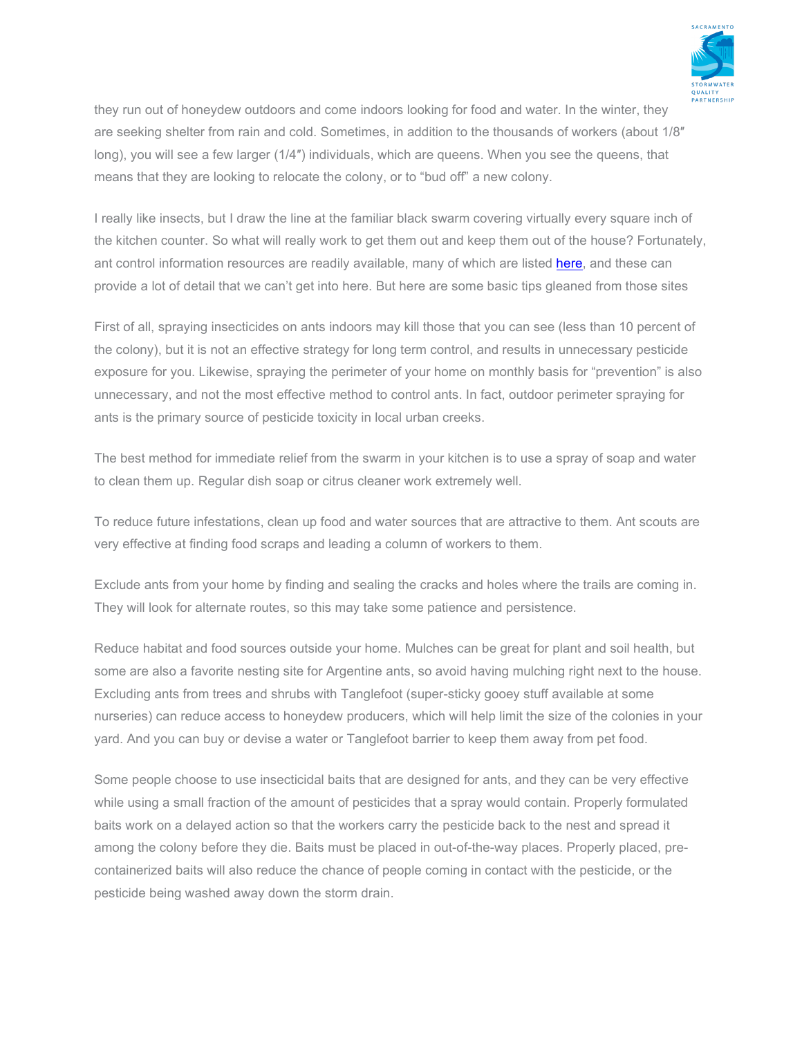they run out of honeydew outdoors and come indoors looking for food and water. In the winter, they are seeking shelter from rain and cold. Sometimes, in addition to the thousands of workers (about 1/8″ long), you will see a few larger (1/4″) individuals, which are queens. When you see the queens, that means that they are looking to relocate the colony, or to "bud off" a new colony.

I really like insects, but I draw the line at the familiar black swarm covering virtually every square inch of the kitchen counter. So what will really work to get them out and keep them out of the house? Fortunately, ant control information resources are readily available, many of which are listed here, and these can provide a lot of detail that we can't get into here. But here are some basic tips gleaned from those sites

First of all, spraying insecticides on ants indoors may kill those that you can see (less than 10 percent of the colony), but it is not an effective strategy for long term control, and results in unnecessary pesticide exposure for you. Likewise, spraying the perimeter of your home on monthly basis for "prevention" is also unnecessary, and not the most effective method to control ants. In fact, outdoor perimeter spraying for ants is the primary source of pesticide toxicity in local urban creeks.

The best method for immediate relief from the swarm in your kitchen is to use a spray of soap and water to clean them up. Regular dish soap or citrus cleaner work extremely well.

To reduce future infestations, clean up food and water sources that are attractive to them. Ant scouts are very effective at finding food scraps and leading a column of workers to them.

Exclude ants from your home by finding and sealing the cracks and holes where the trails are coming in. They will look for alternate routes, so this may take some patience and persistence.

Reduce habitat and food sources outside your home. Mulches can be great for plant and soil health, but some are also a favorite nesting site for Argentine ants, so avoid having mulching right next to the house. Excluding ants from trees and shrubs with Tanglefoot (super-sticky gooey stuff available at some nurseries) can reduce access to honeydew producers, which will help limit the size of the colonies in your yard. And you can buy or devise a water or Tanglefoot barrier to keep them away from pet food.

Some people choose to use insecticidal baits that are designed for ants, and they can be very effective while using a small fraction of the amount of pesticides that a spray would contain. Properly formulated baits work on a delayed action so that the workers carry the pesticide back to the nest and spread it among the colony before they die. Baits must be placed in out-of-the-way places. Properly placed, pre-containerized baits will also reduce the chance of people coming in contact with the pesticide, or the pesticide being washed away down the storm drain.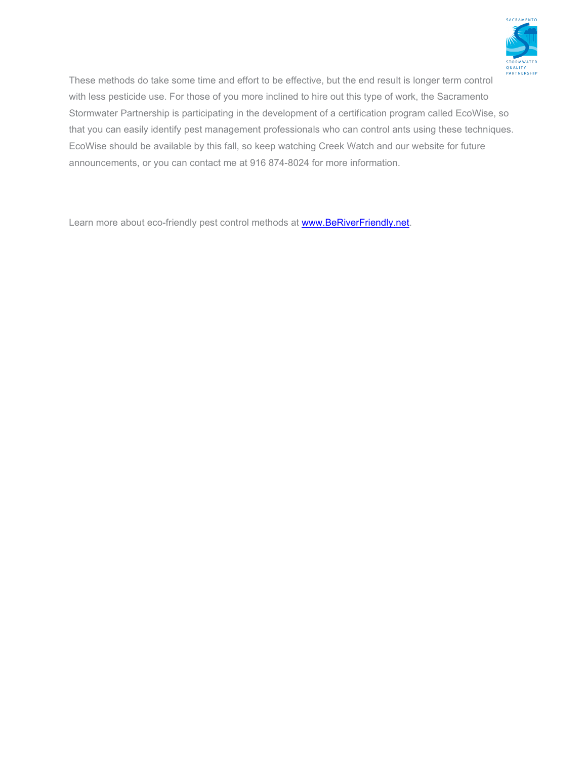These methods do take some time and effort to be effective, but the end result is longer term control with less pesticide use. For those of you more inclined to hire out this type of work, the Sacramento Stormwater Partnership is participating in the development of a certification program called EcoWise, so that you can easily identify pest management professionals who can control ants using these techniques. EcoWise should be available by this fall, so keep watching Creek Watch and our website for future announcements, or you can contact me at 916 874-8024 for more information.

Learn more about eco-friendly pest control methods at [www.BeRiverFriendly.net](http://www.BeRiverFriendly.net).